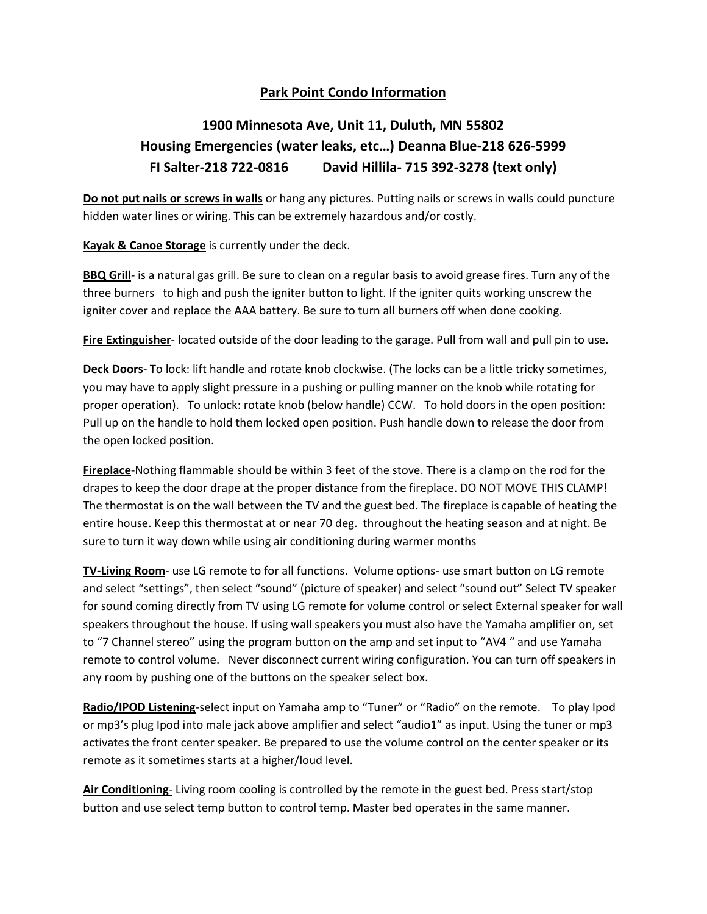# Park Point Condo Information

## 1900 Minnesota Ave, Unit 11, Duluth, MN 55802
## Housing Emergencies (water leaks, etc…) Deanna Blue-218 626-5999
## Fl Salter-218 722-0816 David Hillila- 715 392-3278 (text only)

**Do not put nails or screws in walls** or hang any pictures. Putting nails or screws in walls could puncture hidden water lines or wiring. This can be extremely hazardous and/or costly.

**Kayak & Canoe Storage** is currently under the deck.

**BBQ Grill**- is a natural gas grill. Be sure to clean on a regular basis to avoid grease fires. Turn any of the three burners to high and push the igniter button to light. If the igniter quits working unscrew the igniter cover and replace the AAA battery. Be sure to turn all burners off when done cooking.

**Fire Extinguisher**- located outside of the door leading to the garage. Pull from wall and pull pin to use.

**Deck Doors**- To lock: lift handle and rotate knob clockwise. (The locks can be a little tricky sometimes, you may have to apply slight pressure in a pushing or pulling manner on the knob while rotating for proper operation). To unlock: rotate knob (below handle) CCW. To hold doors in the open position: Pull up on the handle to hold them locked open position. Push handle down to release the door from the open locked position.

**Fireplace**-Nothing flammable should be within 3 feet of the stove. There is a clamp on the rod for the drapes to keep the door drape at the proper distance from the fireplace. DO NOT MOVE THIS CLAMP! The thermostat is on the wall between the TV and the guest bed. The fireplace is capable of heating the entire house. Keep this thermostat at or near 70 deg. throughout the heating season and at night. Be sure to turn it way down while using air conditioning during warmer months

**TV-Living Room**- use LG remote to for all functions. Volume options- use smart button on LG remote and select "settings", then select "sound" (picture of speaker) and select "sound out" Select TV speaker for sound coming directly from TV using LG remote for volume control or select External speaker for wall speakers throughout the house. If using wall speakers you must also have the Yamaha amplifier on, set to "7 Channel stereo" using the program button on the amp and set input to "AV4 " and use Yamaha remote to control volume. Never disconnect current wiring configuration. You can turn off speakers in any room by pushing one of the buttons on the speaker select box.

**Radio/IPOD Listening**-select input on Yamaha amp to "Tuner" or "Radio" on the remote. To play Ipod or mp3's plug Ipod into male jack above amplifier and select "audio1" as input. Using the tuner or mp3 activates the front center speaker. Be prepared to use the volume control on the center speaker or its remote as it sometimes starts at a higher/loud level.

**Air Conditioning**- Living room cooling is controlled by the remote in the guest bed. Press start/stop button and use select temp button to control temp. Master bed operates in the same manner.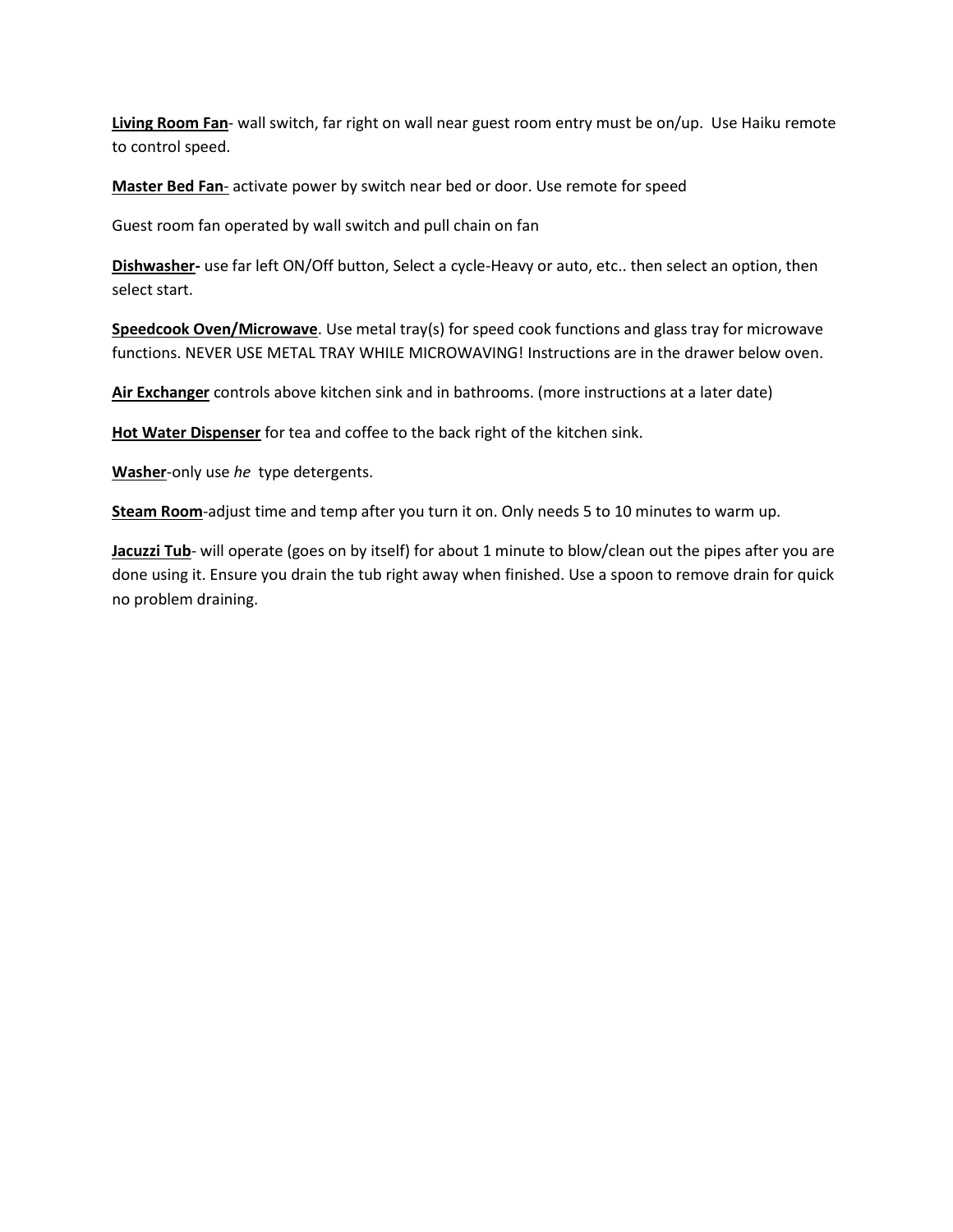**Living Room Fan**- wall switch, far right on wall near guest room entry must be on/up. Use Haiku remote to control speed.

**Master Bed Fan**- activate power by switch near bed or door. Use remote for speed

Guest room fan operated by wall switch and pull chain on fan

**Dishwasher-** use far left ON/Off button, Select a cycle-Heavy or auto, etc.. then select an option, then select start.

**Speedcook Oven/Microwave**. Use metal tray(s) for speed cook functions and glass tray for microwave functions. NEVER USE METAL TRAY WHILE MICROWAVING! Instructions are in the drawer below oven.

**Air Exchanger** controls above kitchen sink and in bathrooms. (more instructions at a later date)

**Hot Water Dispenser** for tea and coffee to the back right of the kitchen sink.

**Washer**-only use *he* type detergents.

**Steam Room**-adjust time and temp after you turn it on. Only needs 5 to 10 minutes to warm up.

**Jacuzzi Tub**- will operate (goes on by itself) for about 1 minute to blow/clean out the pipes after you are done using it. Ensure you drain the tub right away when finished. Use a spoon to remove drain for quick no problem draining.